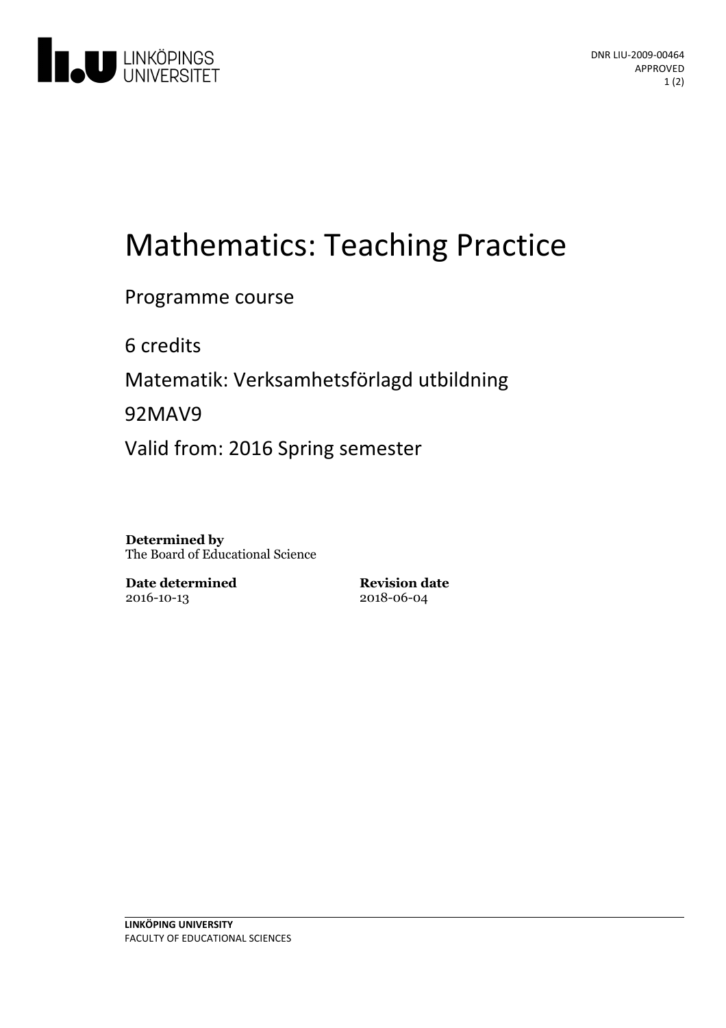DNR LIU-2009-00464
APPROVED

# Mathematics: Teaching Practice

Programme course

6 credits

Matematik: Verksamhetsförlagd utbildning

92MAV9

Valid from: 2016 Spring semester

**Determined by**
The Board of Educational Science

**Date determined**
2016-10-13

**Revision date**
2018-06-04

**LINKÖPING UNIVERSITY**
FACULTY OF EDUCATIONAL SCIENCES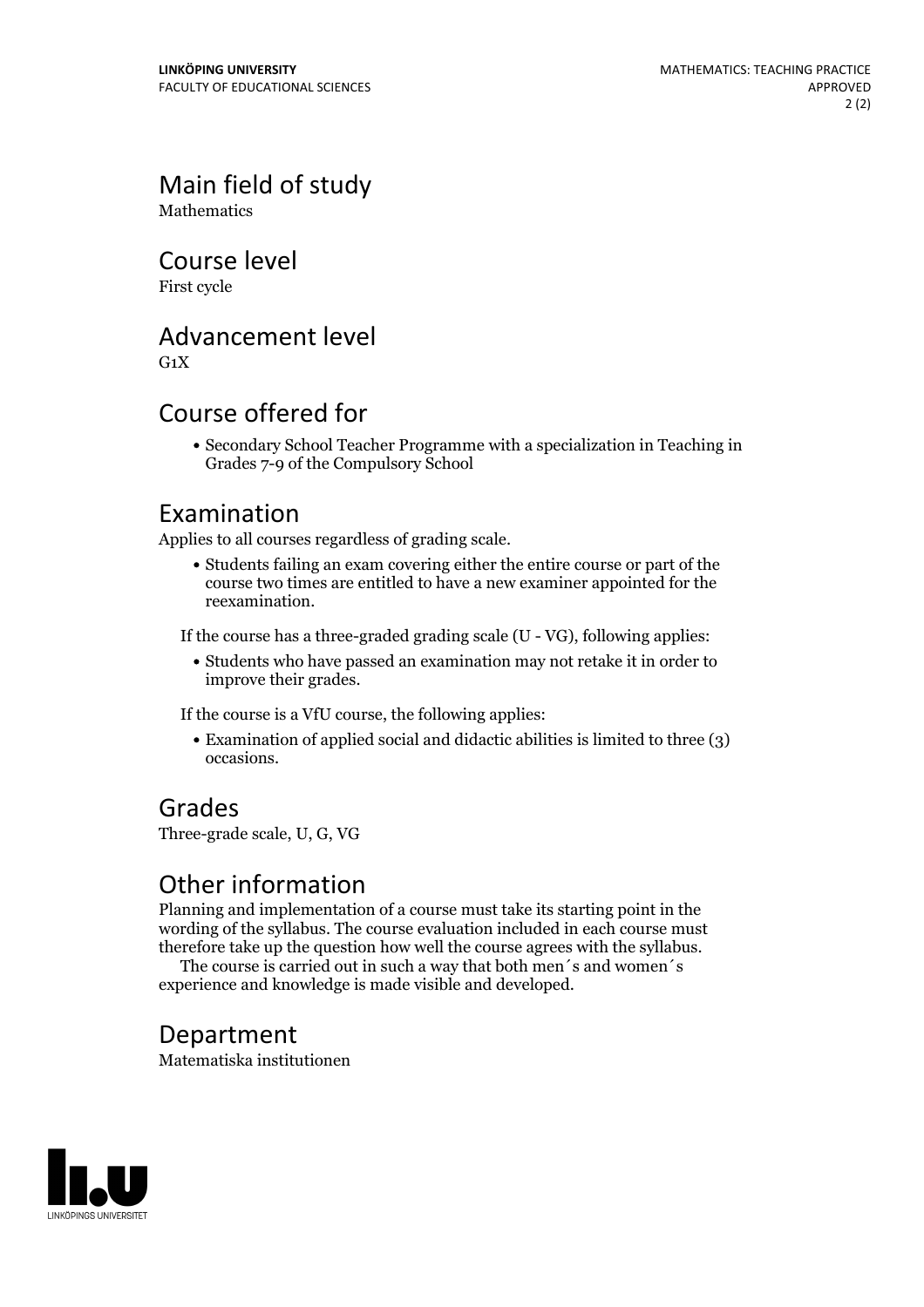## Main field of study

Mathematics

## Course level

First cycle

## Advancement level

G1X

## Course offered for

- Secondary School Teacher Programme with a specialization in Teaching in Grades 7-9 of the Compulsory School

## Examination

Applies to all courses regardless of grading scale.

- Students failing an exam covering either the entire course or part of the course two times are entitled to have a new examiner appointed for the reexamination.

If the course has a three-graded grading scale (U - VG), following applies:

- Students who have passed an examination may not retake it in order to improve their grades.

If the course is a VfU course, the following applies:

- Examination of applied social and didactic abilities is limited to three (3) occasions.

## Grades

Three-grade scale, U, G, VG

## Other information

Planning and implementation of a course must take its starting point in the wording of the syllabus. The course evaluation included in each course must therefore take up the question how well the course agrees with the syllabus.

The course is carried out in such a way that both men´s and women´s experience and knowledge is made visible and developed.

## Department

Matematiska institutionen